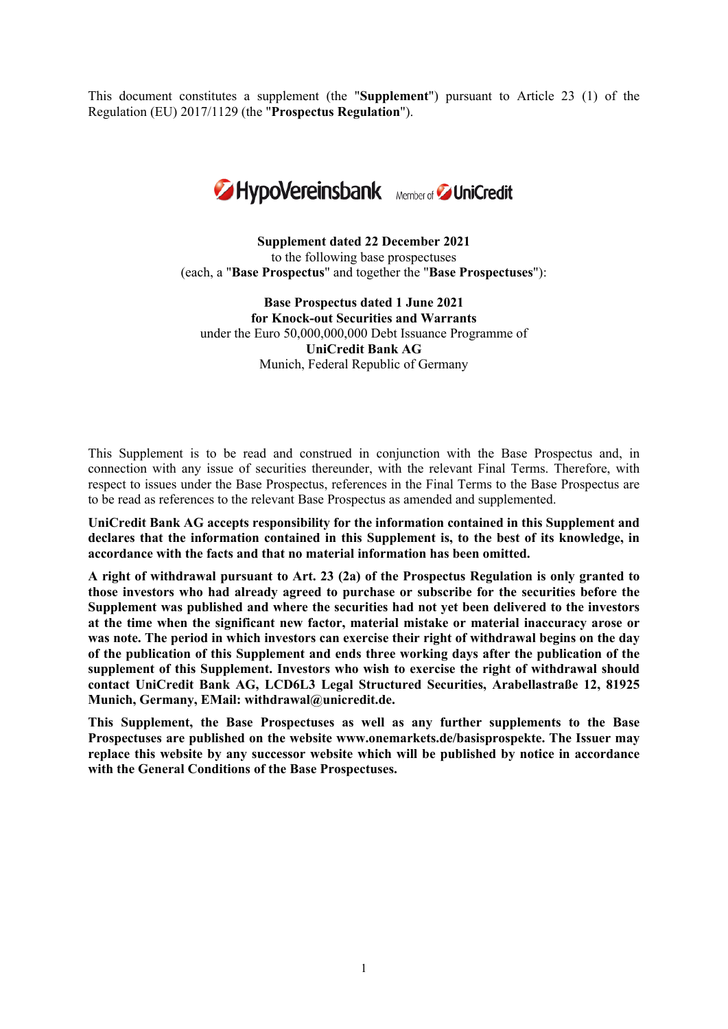This document constitutes a supplement (the "**Supplement**") pursuant to Article 23 (1) of the Regulation (EU) 2017/1129 (the "**Prospectus Regulation**").

HypoVereinsbank Member of UniCredit

**Supplement dated 22 December 2021**
to the following base prospectuses
(each, a "**Base Prospectus**" and together the "**Base Prospectuses**"):

**Base Prospectus dated 1 June 2021**
**for Knock-out Securities and Warrants**
under the Euro 50,000,000,000 Debt Issuance Programme of
**UniCredit Bank AG**
Munich, Federal Republic of Germany

This Supplement is to be read and construed in conjunction with the Base Prospectus and, in connection with any issue of securities thereunder, with the relevant Final Terms. Therefore, with respect to issues under the Base Prospectus, references in the Final Terms to the Base Prospectus are to be read as references to the relevant Base Prospectus as amended and supplemented.

**UniCredit Bank AG accepts responsibility for the information contained in this Supplement and declares that the information contained in this Supplement is, to the best of its knowledge, in accordance with the facts and that no material information has been omitted.**

**A right of withdrawal pursuant to Art. 23 (2a) of the Prospectus Regulation is only granted to those investors who had already agreed to purchase or subscribe for the securities before the Supplement was published and where the securities had not yet been delivered to the investors at the time when the significant new factor, material mistake or material inaccuracy arose or was note. The period in which investors can exercise their right of withdrawal begins on the day of the publication of this Supplement and ends three working days after the publication of the supplement of this Supplement. Investors who wish to exercise the right of withdrawal should contact UniCredit Bank AG, LCD6L3 Legal Structured Securities, Arabellastraße 12, 81925 Munich, Germany, EMail: withdrawal@unicredit.de.**

**This Supplement, the Base Prospectuses as well as any further supplements to the Base Prospectuses are published on the website www.onemarkets.de/basisprospekte. The Issuer may replace this website by any successor website which will be published by notice in accordance with the General Conditions of the Base Prospectuses.**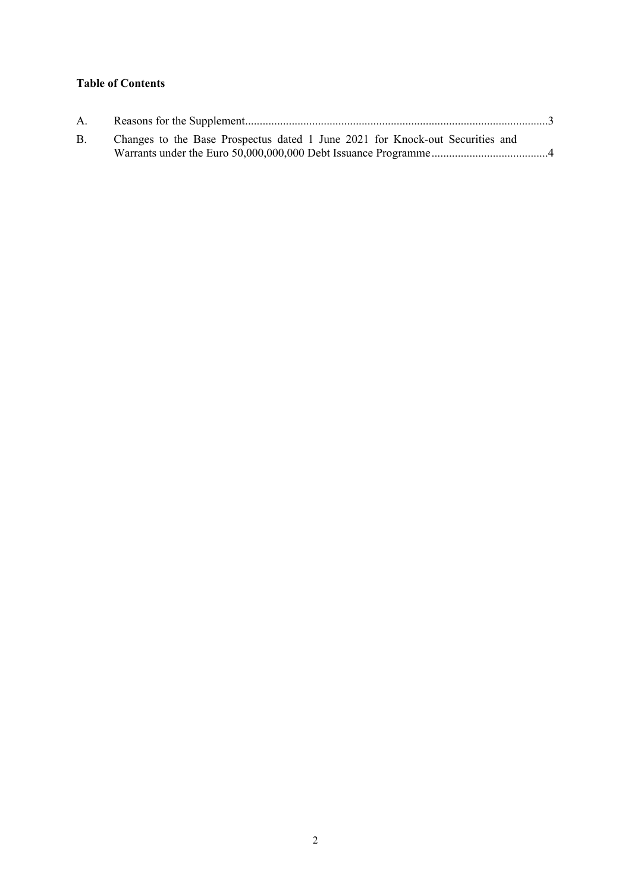**Table of Contents**

A. Reasons for the Supplement.......................................................................................................3

B. Changes to the Base Prospectus dated 1 June 2021 for Knock-out Securities and Warrants under the Euro 50,000,000,000 Debt Issuance Programme........................................4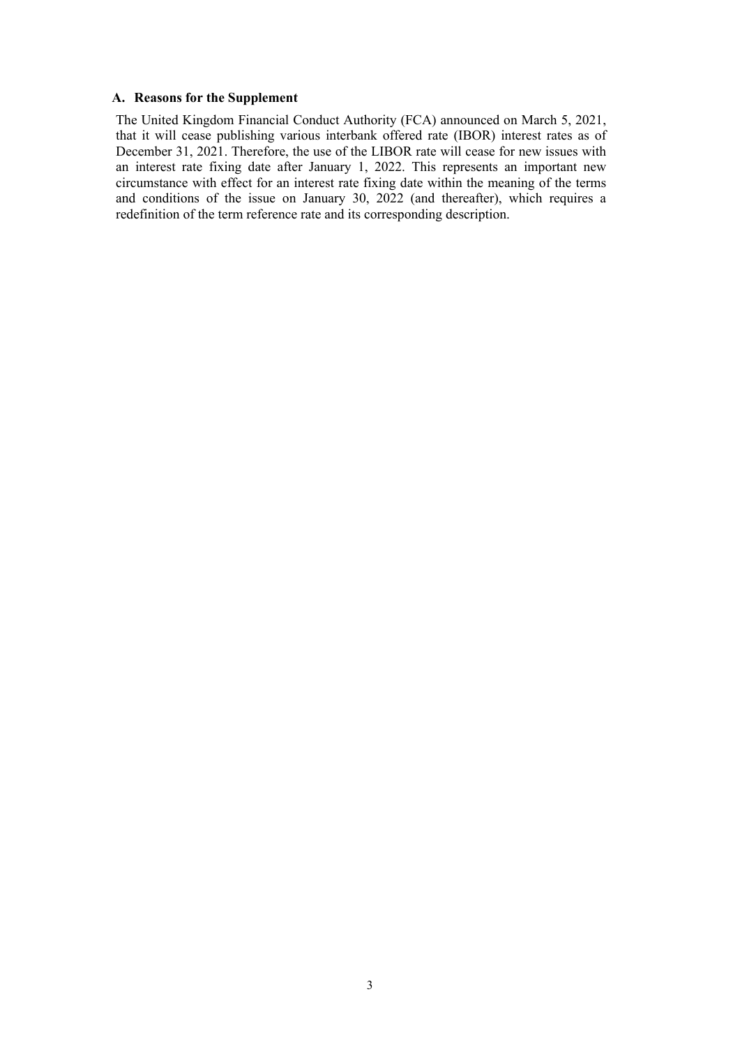## A. Reasons for the Supplement

The United Kingdom Financial Conduct Authority (FCA) announced on March 5, 2021, that it will cease publishing various interbank offered rate (IBOR) interest rates as of December 31, 2021. Therefore, the use of the LIBOR rate will cease for new issues with an interest rate fixing date after January 1, 2022. This represents an important new circumstance with effect for an interest rate fixing date within the meaning of the terms and conditions of the issue on January 30, 2022 (and thereafter), which requires a redefinition of the term reference rate and its corresponding description.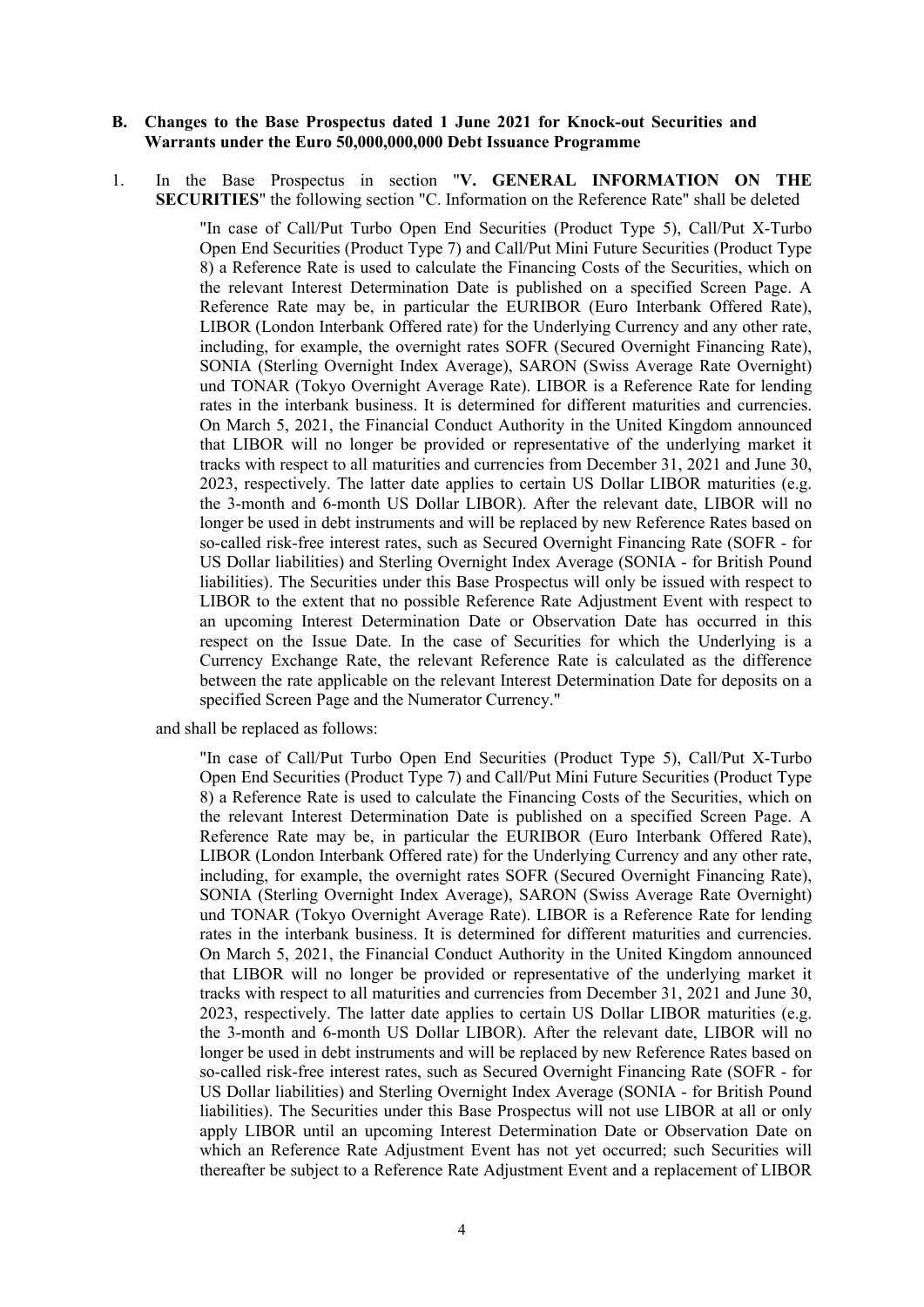**B. Changes to the Base Prospectus dated 1 June 2021 for Knock-out Securities and Warrants under the Euro 50,000,000,000 Debt Issuance Programme**

1. In the Base Prospectus in section "**V. GENERAL INFORMATION ON THE SECURITIES**" the following section "C. Information on the Reference Rate" shall be deleted

> "In case of Call/Put Turbo Open End Securities (Product Type 5), Call/Put X-Turbo Open End Securities (Product Type 7) and Call/Put Mini Future Securities (Product Type 8) a Reference Rate is used to calculate the Financing Costs of the Securities, which on the relevant Interest Determination Date is published on a specified Screen Page. A Reference Rate may be, in particular the EURIBOR (Euro Interbank Offered Rate), LIBOR (London Interbank Offered rate) for the Underlying Currency and any other rate, including, for example, the overnight rates SOFR (Secured Overnight Financing Rate), SONIA (Sterling Overnight Index Average), SARON (Swiss Average Rate Overnight) und TONAR (Tokyo Overnight Average Rate). LIBOR is a Reference Rate for lending rates in the interbank business. It is determined for different maturities and currencies. On March 5, 2021, the Financial Conduct Authority in the United Kingdom announced that LIBOR will no longer be provided or representative of the underlying market it tracks with respect to all maturities and currencies from December 31, 2021 and June 30, 2023, respectively. The latter date applies to certain US Dollar LIBOR maturities (e.g. the 3-month and 6-month US Dollar LIBOR). After the relevant date, LIBOR will no longer be used in debt instruments and will be replaced by new Reference Rates based on so-called risk-free interest rates, such as Secured Overnight Financing Rate (SOFR - for US Dollar liabilities) and Sterling Overnight Index Average (SONIA - for British Pound liabilities). The Securities under this Base Prospectus will only be issued with respect to LIBOR to the extent that no possible Reference Rate Adjustment Event with respect to an upcoming Interest Determination Date or Observation Date has occurred in this respect on the Issue Date. In the case of Securities for which the Underlying is a Currency Exchange Rate, the relevant Reference Rate is calculated as the difference between the rate applicable on the relevant Interest Determination Date for deposits on a specified Screen Page and the Numerator Currency."

and shall be replaced as follows:

> "In case of Call/Put Turbo Open End Securities (Product Type 5), Call/Put X-Turbo Open End Securities (Product Type 7) and Call/Put Mini Future Securities (Product Type 8) a Reference Rate is used to calculate the Financing Costs of the Securities, which on the relevant Interest Determination Date is published on a specified Screen Page. A Reference Rate may be, in particular the EURIBOR (Euro Interbank Offered Rate), LIBOR (London Interbank Offered rate) for the Underlying Currency and any other rate, including, for example, the overnight rates SOFR (Secured Overnight Financing Rate), SONIA (Sterling Overnight Index Average), SARON (Swiss Average Rate Overnight) und TONAR (Tokyo Overnight Average Rate). LIBOR is a Reference Rate for lending rates in the interbank business. It is determined for different maturities and currencies. On March 5, 2021, the Financial Conduct Authority in the United Kingdom announced that LIBOR will no longer be provided or representative of the underlying market it tracks with respect to all maturities and currencies from December 31, 2021 and June 30, 2023, respectively. The latter date applies to certain US Dollar LIBOR maturities (e.g. the 3-month and 6-month US Dollar LIBOR). After the relevant date, LIBOR will no longer be used in debt instruments and will be replaced by new Reference Rates based on so-called risk-free interest rates, such as Secured Overnight Financing Rate (SOFR - for US Dollar liabilities) and Sterling Overnight Index Average (SONIA - for British Pound liabilities). The Securities under this Base Prospectus will not use LIBOR at all or only apply LIBOR until an upcoming Interest Determination Date or Observation Date on which an Reference Rate Adjustment Event has not yet occurred; such Securities will thereafter be subject to a Reference Rate Adjustment Event and a replacement of LIBOR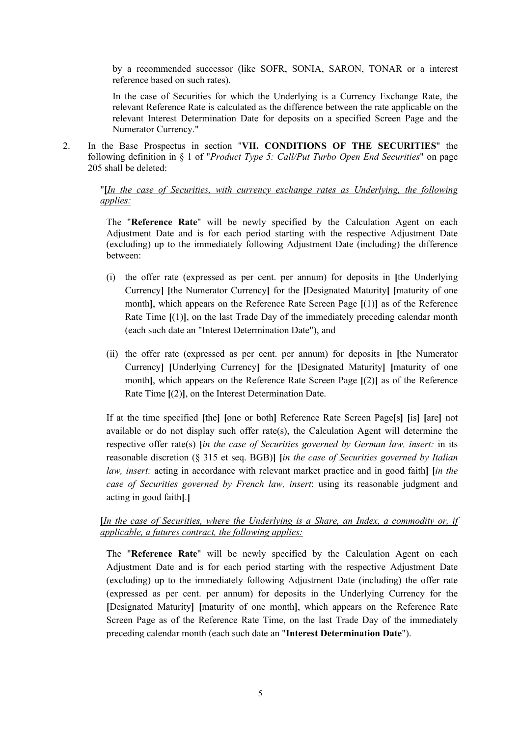by a recommended successor (like SOFR, SONIA, SARON, TONAR or a interest reference based on such rates).

In the case of Securities for which the Underlying is a Currency Exchange Rate, the relevant Reference Rate is calculated as the difference between the rate applicable on the relevant Interest Determination Date for deposits on a specified Screen Page and the Numerator Currency."

2. In the Base Prospectus in section "**VII. CONDITIONS OF THE SECURITIES**" the following definition in § 1 of "*Product Type 5: Call/Put Turbo Open End Securities*" on page 205 shall be deleted:

"**[***In the case of Securities, with currency exchange rates as Underlying, the following applies:*

The "**Reference Rate**" will be newly specified by the Calculation Agent on each Adjustment Date and is for each period starting with the respective Adjustment Date (excluding) up to the immediately following Adjustment Date (including) the difference between:

(i) the offer rate (expressed as per cent. per annum) for deposits in **[**the Underlying Currency**] [**the Numerator Currency**]** for the **[**Designated Maturity**] [**maturity of one month**]**, which appears on the Reference Rate Screen Page **[**(1)**]** as of the Reference Rate Time **[**(1)**]**, on the last Trade Day of the immediately preceding calendar month (each such date an "Interest Determination Date"), and

(ii) the offer rate (expressed as per cent. per annum) for deposits in **[**the Numerator Currency**] [**Underlying Currency**]** for the **[**Designated Maturity**] [**maturity of one month**]**, which appears on the Reference Rate Screen Page **[**(2)**]** as of the Reference Rate Time **[**(2)**]**, on the Interest Determination Date.

If at the time specified **[**the**] [**one or both**]** Reference Rate Screen Page**[**s**] [**is**] [**are**]** not available or do not display such offer rate(s), the Calculation Agent will determine the respective offer rate(s) **[***in the case of Securities governed by German law, insert:* in its reasonable discretion (§ 315 et seq. BGB)**] [***in the case of Securities governed by Italian law, insert:* acting in accordance with relevant market practice and in good faith**] [***in the case of Securities governed by French law, insert*: using its reasonable judgment and acting in good faith**]**.**]**

**[***In the case of Securities, where the Underlying is a Share, an Index, a commodity or, if applicable, a futures contract, the following applies:*

The "**Reference Rate**" will be newly specified by the Calculation Agent on each Adjustment Date and is for each period starting with the respective Adjustment Date (excluding) up to the immediately following Adjustment Date (including) the offer rate (expressed as per cent. per annum) for deposits in the Underlying Currency for the **[**Designated Maturity**] [**maturity of one month**]**, which appears on the Reference Rate Screen Page as of the Reference Rate Time, on the last Trade Day of the immediately preceding calendar month (each such date an "**Interest Determination Date**").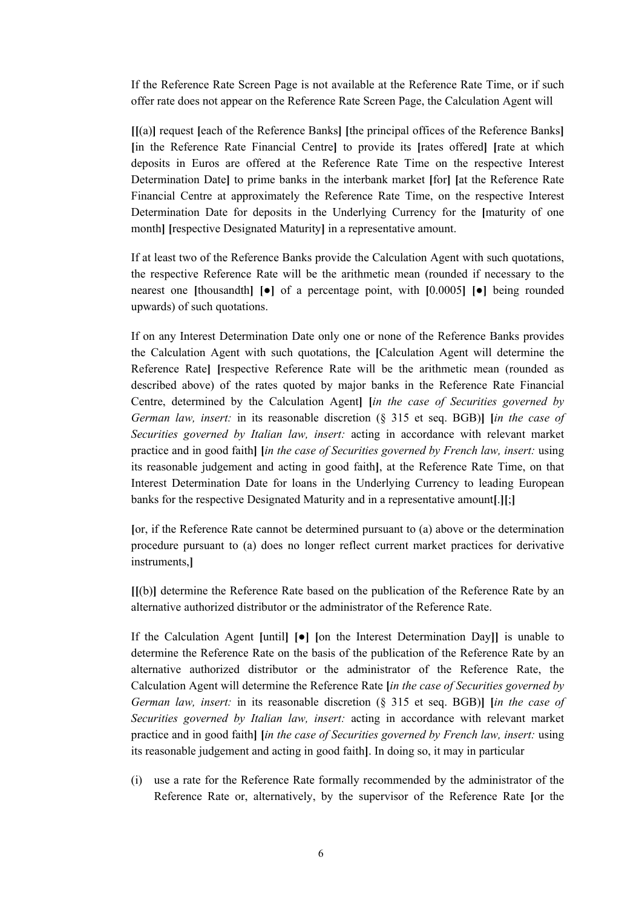If the Reference Rate Screen Page is not available at the Reference Rate Time, or if such offer rate does not appear on the Reference Rate Screen Page, the Calculation Agent will

**[[**(a)**]** request **[**each of the Reference Banks**]** **[**the principal offices of the Reference Banks**]** **[**in the Reference Rate Financial Centre**]** to provide its **[**rates offered**]** **[**rate at which deposits in Euros are offered at the Reference Rate Time on the respective Interest Determination Date**]** to prime banks in the interbank market **[**for**]** **[**at the Reference Rate Financial Centre at approximately the Reference Rate Time, on the respective Interest Determination Date for deposits in the Underlying Currency for the **[**maturity of one month**]** **[**respective Designated Maturity**]** in a representative amount.

If at least two of the Reference Banks provide the Calculation Agent with such quotations, the respective Reference Rate will be the arithmetic mean (rounded if necessary to the nearest one **[**thousandth**]** **[●]** of a percentage point, with **[**0.0005**]** **[●]** being rounded upwards) of such quotations.

If on any Interest Determination Date only one or none of the Reference Banks provides the Calculation Agent with such quotations, the **[**Calculation Agent will determine the Reference Rate**]** **[**respective Reference Rate will be the arithmetic mean (rounded as described above) of the rates quoted by major banks in the Reference Rate Financial Centre, determined by the Calculation Agent**]** **[***in the case of Securities governed by German law, insert:* in its reasonable discretion (§ 315 et seq. BGB)**]** **[***in the case of Securities governed by Italian law, insert:* acting in accordance with relevant market practice and in good faith**]** **[***in the case of Securities governed by French law, insert:* using its reasonable judgement and acting in good faith**]**, at the Reference Rate Time, on that Interest Determination Date for loans in the Underlying Currency to leading European banks for the respective Designated Maturity and in a representative amount**[**.**][**;**]**

**[**or, if the Reference Rate cannot be determined pursuant to (a) above or the determination procedure pursuant to (a) does no longer reflect current market practices for derivative instruments,**]**

**[[**(b)**]** determine the Reference Rate based on the publication of the Reference Rate by an alternative authorized distributor or the administrator of the Reference Rate.

If the Calculation Agent **[**until**]** **[●]** **[**on the Interest Determination Day**]]** is unable to determine the Reference Rate on the basis of the publication of the Reference Rate by an alternative authorized distributor or the administrator of the Reference Rate, the Calculation Agent will determine the Reference Rate **[***in the case of Securities governed by German law, insert:* in its reasonable discretion (§ 315 et seq. BGB)**]** **[***in the case of Securities governed by Italian law, insert:* acting in accordance with relevant market practice and in good faith**]** **[***in the case of Securities governed by French law, insert:* using its reasonable judgement and acting in good faith**]**. In doing so, it may in particular

(i) use a rate for the Reference Rate formally recommended by the administrator of the Reference Rate or, alternatively, by the supervisor of the Reference Rate **[**or the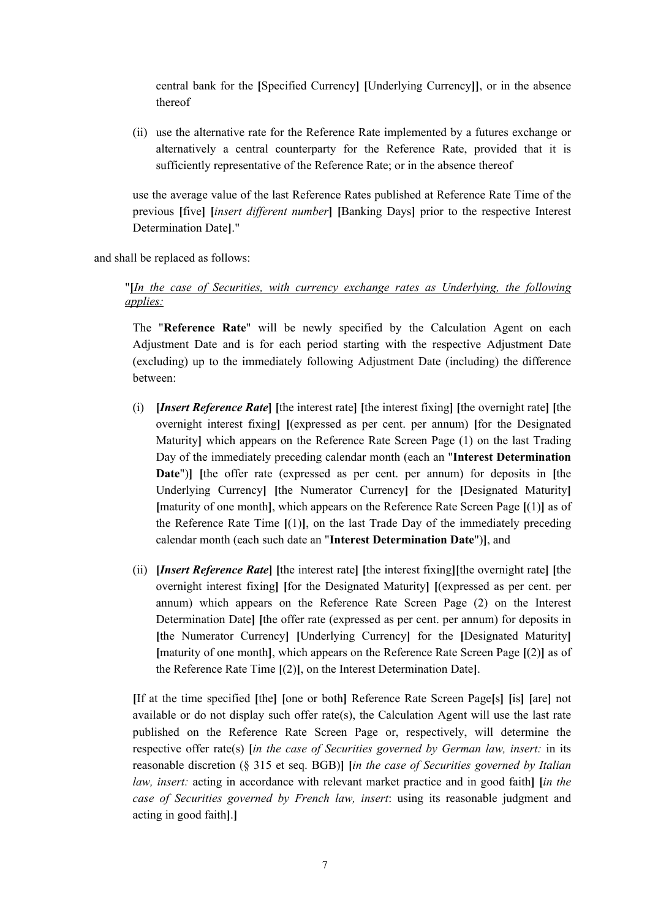central bank for the **[**Specified Currency**]** **[**Underlying Currency**]]**, or in the absence thereof

(ii) use the alternative rate for the Reference Rate implemented by a futures exchange or alternatively a central counterparty for the Reference Rate, provided that it is sufficiently representative of the Reference Rate; or in the absence thereof

use the average value of the last Reference Rates published at Reference Rate Time of the previous **[**five**]** **[***insert different number***]** **[**Banking Days**]** prior to the respective Interest Determination Date**]**."

and shall be replaced as follows:

"**[***In the case of Securities, with currency exchange rates as Underlying, the following applies:*

The "**Reference Rate**" will be newly specified by the Calculation Agent on each Adjustment Date and is for each period starting with the respective Adjustment Date (excluding) up to the immediately following Adjustment Date (including) the difference between:

(i) **[***Insert Reference Rate***]** **[**the interest rate**]** **[**the interest fixing**]** **[**the overnight rate**]** **[**the overnight interest fixing**]** **[**(expressed as per cent. per annum) **[**for the Designated Maturity**]** which appears on the Reference Rate Screen Page (1) on the last Trading Day of the immediately preceding calendar month (each an "**Interest Determination Date**")**]** **[**the offer rate (expressed as per cent. per annum) for deposits in **[**the Underlying Currency**]** **[**the Numerator Currency**]** for the **[**Designated Maturity**]** **[**maturity of one month**]**, which appears on the Reference Rate Screen Page **[**(1)**]** as of the Reference Rate Time **[**(1)**]**, on the last Trade Day of the immediately preceding calendar month (each such date an "**Interest Determination Date**")**]**, and

(ii) **[***Insert Reference Rate***]** **[**the interest rate**]** **[**the interest fixing**][**the overnight rate**]** **[**the overnight interest fixing**]** **[**for the Designated Maturity**]** **[**(expressed as per cent. per annum) which appears on the Reference Rate Screen Page (2) on the Interest Determination Date**]** **[**the offer rate (expressed as per cent. per annum) for deposits in **[**the Numerator Currency**]** **[**Underlying Currency**]** for the **[**Designated Maturity**]** **[**maturity of one month**]**, which appears on the Reference Rate Screen Page **[**(2)**]** as of the Reference Rate Time **[**(2)**]**, on the Interest Determination Date**]**.

**[**If at the time specified **[**the**]** **[**one or both**]** Reference Rate Screen Page**[**s**]** **[**is**]** **[**are**]** not available or do not display such offer rate(s), the Calculation Agent will use the last rate published on the Reference Rate Screen Page or, respectively, will determine the respective offer rate(s) **[***in the case of Securities governed by German law, insert:* in its reasonable discretion (§ 315 et seq. BGB)**]** **[***in the case of Securities governed by Italian law, insert:* acting in accordance with relevant market practice and in good faith**]** **[***in the case of Securities governed by French law, insert*: using its reasonable judgment and acting in good faith**]**.**]**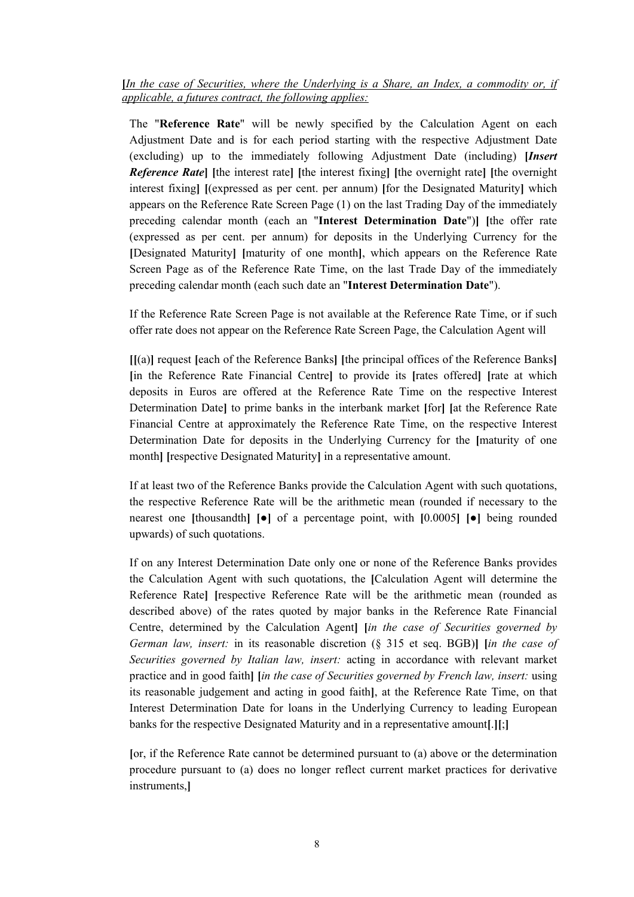**[***In the case of Securities, where the Underlying is a Share, an Index, a commodity or, if applicable, a futures contract, the following applies:*

The "**Reference Rate**" will be newly specified by the Calculation Agent on each Adjustment Date and is for each period starting with the respective Adjustment Date (excluding) up to the immediately following Adjustment Date (including) **[*****Insert Reference Rate*****]** **[**the interest rate**]** **[**the interest fixing**]** **[**the overnight rate**]** **[**the overnight interest fixing**]** **[**(expressed as per cent. per annum) **[**for the Designated Maturity**]** which appears on the Reference Rate Screen Page (1) on the last Trading Day of the immediately preceding calendar month (each an "**Interest Determination Date**")**]** **[**the offer rate (expressed as per cent. per annum) for deposits in the Underlying Currency for the **[**Designated Maturity**]** **[**maturity of one month**]**, which appears on the Reference Rate Screen Page as of the Reference Rate Time, on the last Trade Day of the immediately preceding calendar month (each such date an "**Interest Determination Date**").

If the Reference Rate Screen Page is not available at the Reference Rate Time, or if such offer rate does not appear on the Reference Rate Screen Page, the Calculation Agent will

**[[**(a)**]** request **[**each of the Reference Banks**]** **[**the principal offices of the Reference Banks**]** **[**in the Reference Rate Financial Centre**]** to provide its **[**rates offered**]** **[**rate at which deposits in Euros are offered at the Reference Rate Time on the respective Interest Determination Date**]** to prime banks in the interbank market **[**for**]** **[**at the Reference Rate Financial Centre at approximately the Reference Rate Time, on the respective Interest Determination Date for deposits in the Underlying Currency for the **[**maturity of one month**]** **[**respective Designated Maturity**]** in a representative amount.

If at least two of the Reference Banks provide the Calculation Agent with such quotations, the respective Reference Rate will be the arithmetic mean (rounded if necessary to the nearest one **[**thousandth**]** **[●]** of a percentage point, with **[**0.0005**]** **[●]** being rounded upwards) of such quotations.

If on any Interest Determination Date only one or none of the Reference Banks provides the Calculation Agent with such quotations, the **[**Calculation Agent will determine the Reference Rate**]** **[**respective Reference Rate will be the arithmetic mean (rounded as described above) of the rates quoted by major banks in the Reference Rate Financial Centre, determined by the Calculation Agent**]** **[***in the case of Securities governed by German law, insert:* in its reasonable discretion (§ 315 et seq. BGB)**]** **[***in the case of Securities governed by Italian law, insert:* acting in accordance with relevant market practice and in good faith**]** **[***in the case of Securities governed by French law, insert:* using its reasonable judgement and acting in good faith**]**, at the Reference Rate Time, on that Interest Determination Date for loans in the Underlying Currency to leading European banks for the respective Designated Maturity and in a representative amount**[**.**][**;**]**

**[**or, if the Reference Rate cannot be determined pursuant to (a) above or the determination procedure pursuant to (a) does no longer reflect current market practices for derivative instruments,**]**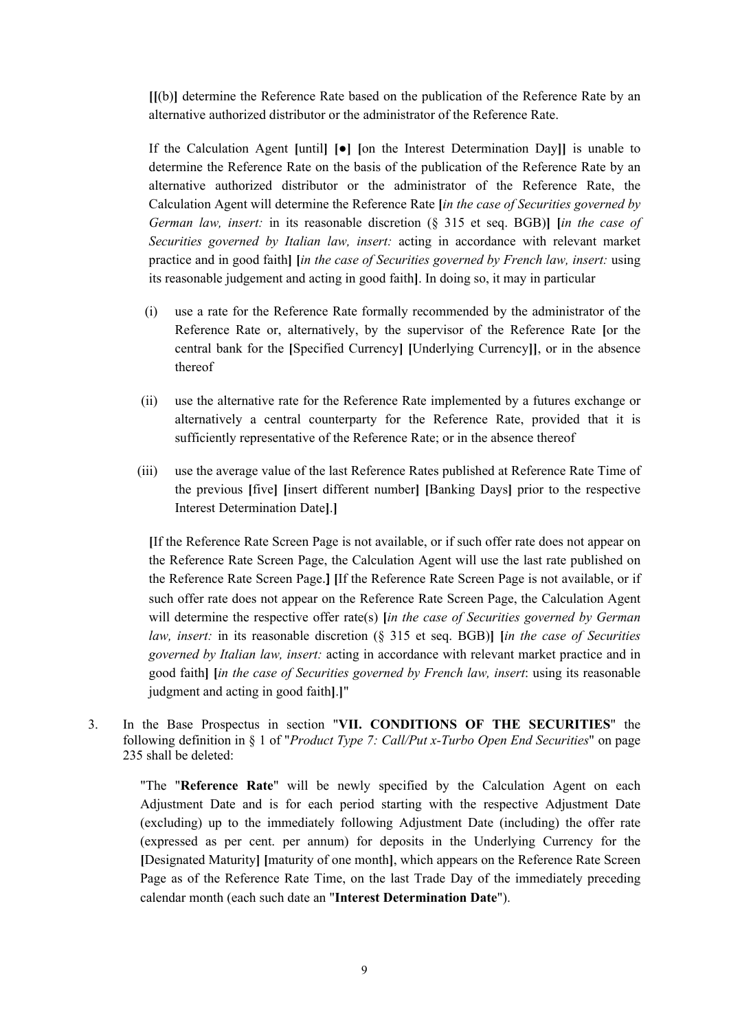[[(b)] determine the Reference Rate based on the publication of the Reference Rate by an alternative authorized distributor or the administrator of the Reference Rate.

If the Calculation Agent [until] [●] [on the Interest Determination Day]] is unable to determine the Reference Rate on the basis of the publication of the Reference Rate by an alternative authorized distributor or the administrator of the Reference Rate, the Calculation Agent will determine the Reference Rate [*in the case of Securities governed by German law, insert:* in its reasonable discretion (§ 315 et seq. BGB)] [*in the case of Securities governed by Italian law, insert:* acting in accordance with relevant market practice and in good faith] [*in the case of Securities governed by French law, insert:* using its reasonable judgement and acting in good faith]. In doing so, it may in particular

(i) use a rate for the Reference Rate formally recommended by the administrator of the Reference Rate or, alternatively, by the supervisor of the Reference Rate [or the central bank for the [Specified Currency] [Underlying Currency]], or in the absence thereof

(ii) use the alternative rate for the Reference Rate implemented by a futures exchange or alternatively a central counterparty for the Reference Rate, provided that it is sufficiently representative of the Reference Rate; or in the absence thereof

(iii) use the average value of the last Reference Rates published at Reference Rate Time of the previous [five] [insert different number] [Banking Days] prior to the respective Interest Determination Date].]

[If the Reference Rate Screen Page is not available, or if such offer rate does not appear on the Reference Rate Screen Page, the Calculation Agent will use the last rate published on the Reference Rate Screen Page.] [If the Reference Rate Screen Page is not available, or if such offer rate does not appear on the Reference Rate Screen Page, the Calculation Agent will determine the respective offer rate(s) [*in the case of Securities governed by German law, insert:* in its reasonable discretion (§ 315 et seq. BGB)] [*in the case of Securities governed by Italian law, insert:* acting in accordance with relevant market practice and in good faith] [*in the case of Securities governed by French law, insert*: using its reasonable judgment and acting in good faith].]"

3. In the Base Prospectus in section "**VII. CONDITIONS OF THE SECURITIES**" the following definition in § 1 of "*Product Type 7: Call/Put x-Turbo Open End Securities*" on page 235 shall be deleted:

"The "**Reference Rate**" will be newly specified by the Calculation Agent on each Adjustment Date and is for each period starting with the respective Adjustment Date (excluding) up to the immediately following Adjustment Date (including) the offer rate (expressed as per cent. per annum) for deposits in the Underlying Currency for the [Designated Maturity] [maturity of one month], which appears on the Reference Rate Screen Page as of the Reference Rate Time, on the last Trade Day of the immediately preceding calendar month (each such date an "**Interest Determination Date**").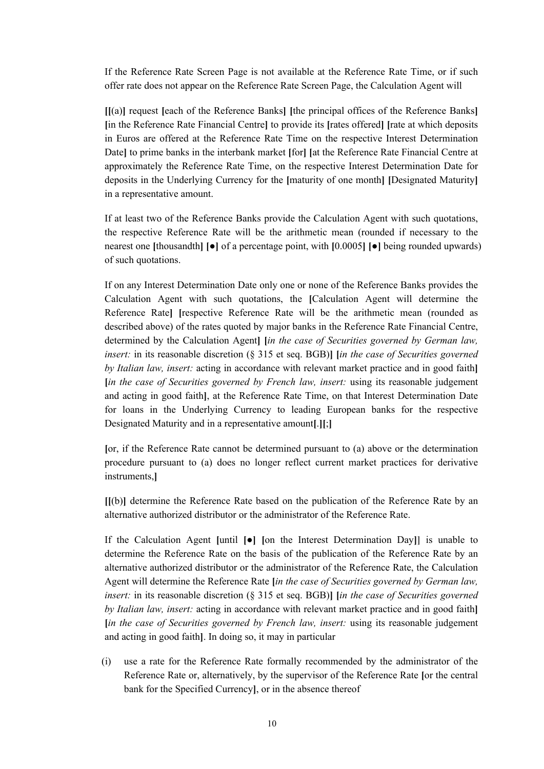If the Reference Rate Screen Page is not available at the Reference Rate Time, or if such offer rate does not appear on the Reference Rate Screen Page, the Calculation Agent will

**[[**(a)**]** request **[**each of the Reference Banks**]** **[**the principal offices of the Reference Banks**]** **[**in the Reference Rate Financial Centre**]** to provide its **[**rates offered**]** **[**rate at which deposits in Euros are offered at the Reference Rate Time on the respective Interest Determination Date**]** to prime banks in the interbank market **[**for**]** **[**at the Reference Rate Financial Centre at approximately the Reference Rate Time, on the respective Interest Determination Date for deposits in the Underlying Currency for the **[**maturity of one month**]** **[**Designated Maturity**]** in a representative amount.

If at least two of the Reference Banks provide the Calculation Agent with such quotations, the respective Reference Rate will be the arithmetic mean (rounded if necessary to the nearest one **[**thousandth**]** **[●]** of a percentage point, with **[**0.0005**]** **[●]** being rounded upwards) of such quotations.

If on any Interest Determination Date only one or none of the Reference Banks provides the Calculation Agent with such quotations, the **[**Calculation Agent will determine the Reference Rate**]** **[**respective Reference Rate will be the arithmetic mean (rounded as described above) of the rates quoted by major banks in the Reference Rate Financial Centre, determined by the Calculation Agent**]** **[***in the case of Securities governed by German law, insert:* in its reasonable discretion (§ 315 et seq. BGB)**]** **[***in the case of Securities governed by Italian law, insert:* acting in accordance with relevant market practice and in good faith**]** **[***in the case of Securities governed by French law, insert:* using its reasonable judgement and acting in good faith**]**, at the Reference Rate Time, on that Interest Determination Date for loans in the Underlying Currency to leading European banks for the respective Designated Maturity and in a representative amount**[**.**][**;**]**

**[**or, if the Reference Rate cannot be determined pursuant to (a) above or the determination procedure pursuant to (a) does no longer reflect current market practices for derivative instruments,**]**

**[[**(b)**]** determine the Reference Rate based on the publication of the Reference Rate by an alternative authorized distributor or the administrator of the Reference Rate.

If the Calculation Agent **[**until **[●]** **[**on the Interest Determination Day**]]** is unable to determine the Reference Rate on the basis of the publication of the Reference Rate by an alternative authorized distributor or the administrator of the Reference Rate, the Calculation Agent will determine the Reference Rate **[***in the case of Securities governed by German law, insert:* in its reasonable discretion (§ 315 et seq. BGB)**]** **[***in the case of Securities governed by Italian law, insert:* acting in accordance with relevant market practice and in good faith**]** **[***in the case of Securities governed by French law, insert:* using its reasonable judgement and acting in good faith**]**. In doing so, it may in particular

(i) use a rate for the Reference Rate formally recommended by the administrator of the Reference Rate or, alternatively, by the supervisor of the Reference Rate **[**or the central bank for the Specified Currency**]**, or in the absence thereof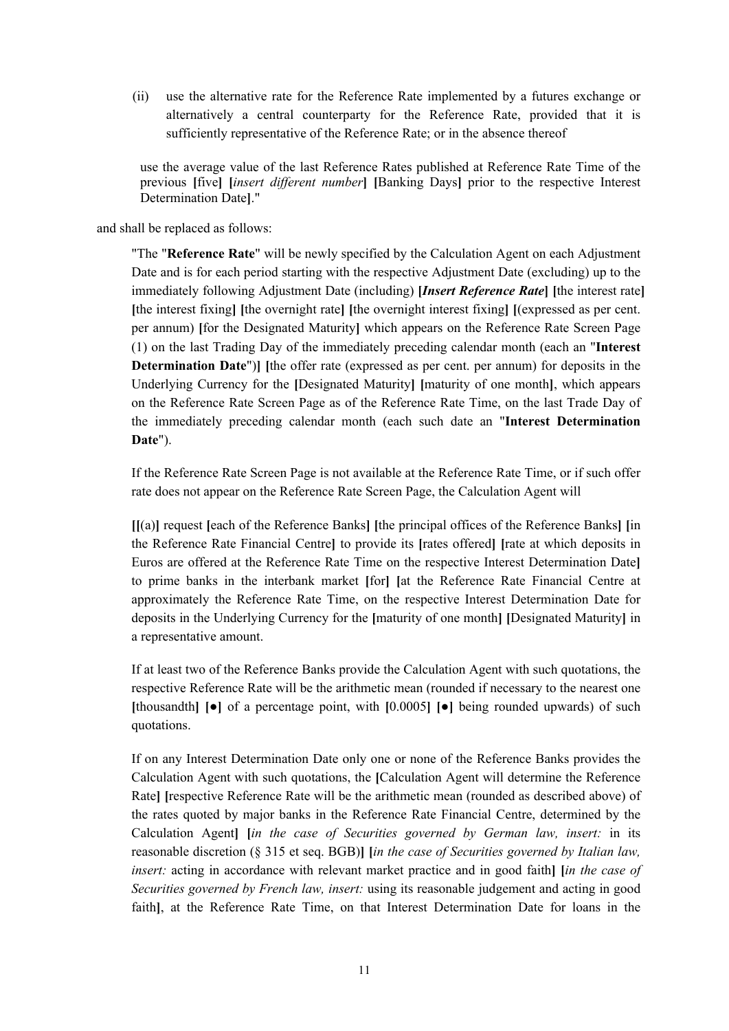(ii) use the alternative rate for the Reference Rate implemented by a futures exchange or alternatively a central counterparty for the Reference Rate, provided that it is sufficiently representative of the Reference Rate; or in the absence thereof

use the average value of the last Reference Rates published at Reference Rate Time of the previous **[**five**]** **[***insert different number***]** **[**Banking Days**]** prior to the respective Interest Determination Date**]**."

and shall be replaced as follows:

"The "**Reference Rate**" will be newly specified by the Calculation Agent on each Adjustment Date and is for each period starting with the respective Adjustment Date (excluding) up to the immediately following Adjustment Date (including) **[*Insert Reference Rate*]** **[**the interest rate**]** **[**the interest fixing**]** **[**the overnight rate**]** **[**the overnight interest fixing**]** **[**(expressed as per cent. per annum) **[**for the Designated Maturity**]** which appears on the Reference Rate Screen Page (1) on the last Trading Day of the immediately preceding calendar month (each an "**Interest Determination Date**")**]** **[**the offer rate (expressed as per cent. per annum) for deposits in the Underlying Currency for the **[**Designated Maturity**]** **[**maturity of one month**]**, which appears on the Reference Rate Screen Page as of the Reference Rate Time, on the last Trade Day of the immediately preceding calendar month (each such date an "**Interest Determination Date**").

If the Reference Rate Screen Page is not available at the Reference Rate Time, or if such offer rate does not appear on the Reference Rate Screen Page, the Calculation Agent will

**[[**(a)**]** request **[**each of the Reference Banks**]** **[**the principal offices of the Reference Banks**]** **[**in the Reference Rate Financial Centre**]** to provide its **[**rates offered**]** **[**rate at which deposits in Euros are offered at the Reference Rate Time on the respective Interest Determination Date**]** to prime banks in the interbank market **[**for**]** **[**at the Reference Rate Financial Centre at approximately the Reference Rate Time, on the respective Interest Determination Date for deposits in the Underlying Currency for the **[**maturity of one month**]** **[**Designated Maturity**]** in a representative amount.

If at least two of the Reference Banks provide the Calculation Agent with such quotations, the respective Reference Rate will be the arithmetic mean (rounded if necessary to the nearest one **[**thousandth**]** **[**●**]** of a percentage point, with **[**0.0005**]** **[**●**]** being rounded upwards) of such quotations.

If on any Interest Determination Date only one or none of the Reference Banks provides the Calculation Agent with such quotations, the **[**Calculation Agent will determine the Reference Rate**]** **[**respective Reference Rate will be the arithmetic mean (rounded as described above) of the rates quoted by major banks in the Reference Rate Financial Centre, determined by the Calculation Agent**]** **[***in the case of Securities governed by German law, insert:* in its reasonable discretion (§ 315 et seq. BGB)**]** **[***in the case of Securities governed by Italian law, insert:* acting in accordance with relevant market practice and in good faith**]** **[***in the case of Securities governed by French law, insert:* using its reasonable judgement and acting in good faith**]**, at the Reference Rate Time, on that Interest Determination Date for loans in the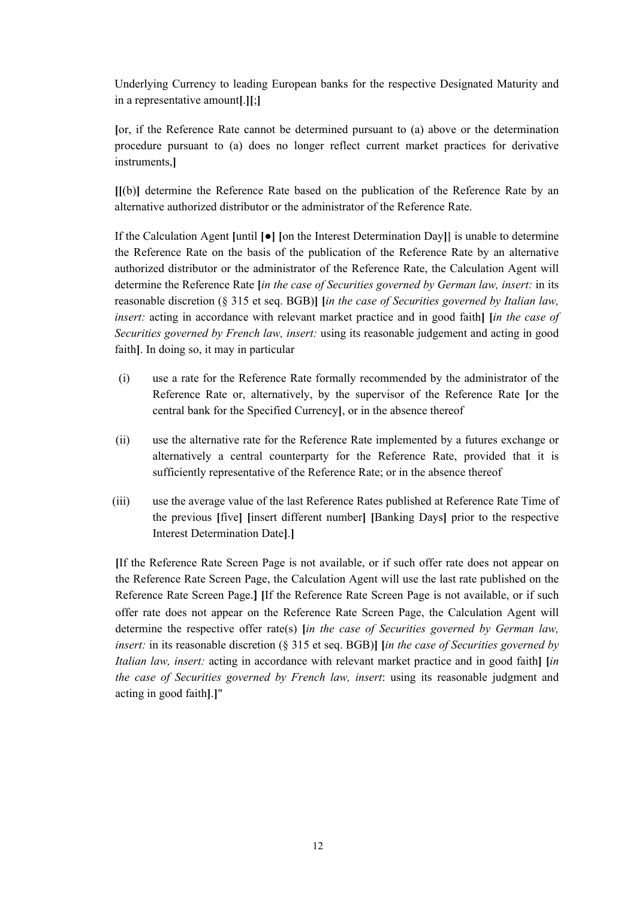Underlying Currency to leading European banks for the respective Designated Maturity and in a representative amount**[**.**][**;**]**

**[**or, if the Reference Rate cannot be determined pursuant to (a) above or the determination procedure pursuant to (a) does no longer reflect current market practices for derivative instruments,**]**

**[[**(b)**]** determine the Reference Rate based on the publication of the Reference Rate by an alternative authorized distributor or the administrator of the Reference Rate.

If the Calculation Agent **[**until **[●] [**on the Interest Determination Day**]]** is unable to determine the Reference Rate on the basis of the publication of the Reference Rate by an alternative authorized distributor or the administrator of the Reference Rate, the Calculation Agent will determine the Reference Rate **[***in the case of Securities governed by German law, insert:* in its reasonable discretion (§ 315 et seq. BGB)**] [***in the case of Securities governed by Italian law, insert:* acting in accordance with relevant market practice and in good faith**] [***in the case of Securities governed by French law, insert:* using its reasonable judgement and acting in good faith**]**. In doing so, it may in particular

(i) use a rate for the Reference Rate formally recommended by the administrator of the Reference Rate or, alternatively, by the supervisor of the Reference Rate **[**or the central bank for the Specified Currency**]**, or in the absence thereof

(ii) use the alternative rate for the Reference Rate implemented by a futures exchange or alternatively a central counterparty for the Reference Rate, provided that it is sufficiently representative of the Reference Rate; or in the absence thereof

(iii) use the average value of the last Reference Rates published at Reference Rate Time of the previous **[**five**] [**insert different number**] [**Banking Days**]** prior to the respective Interest Determination Date**]**.**]**

**[**If the Reference Rate Screen Page is not available, or if such offer rate does not appear on the Reference Rate Screen Page, the Calculation Agent will use the last rate published on the Reference Rate Screen Page.**] [**If the Reference Rate Screen Page is not available, or if such offer rate does not appear on the Reference Rate Screen Page, the Calculation Agent will determine the respective offer rate(s) **[***in the case of Securities governed by German law, insert:* in its reasonable discretion (§ 315 et seq. BGB)**] [***in the case of Securities governed by Italian law, insert:* acting in accordance with relevant market practice and in good faith**] [***in the case of Securities governed by French law, insert*: using its reasonable judgment and acting in good faith**]**.**]**"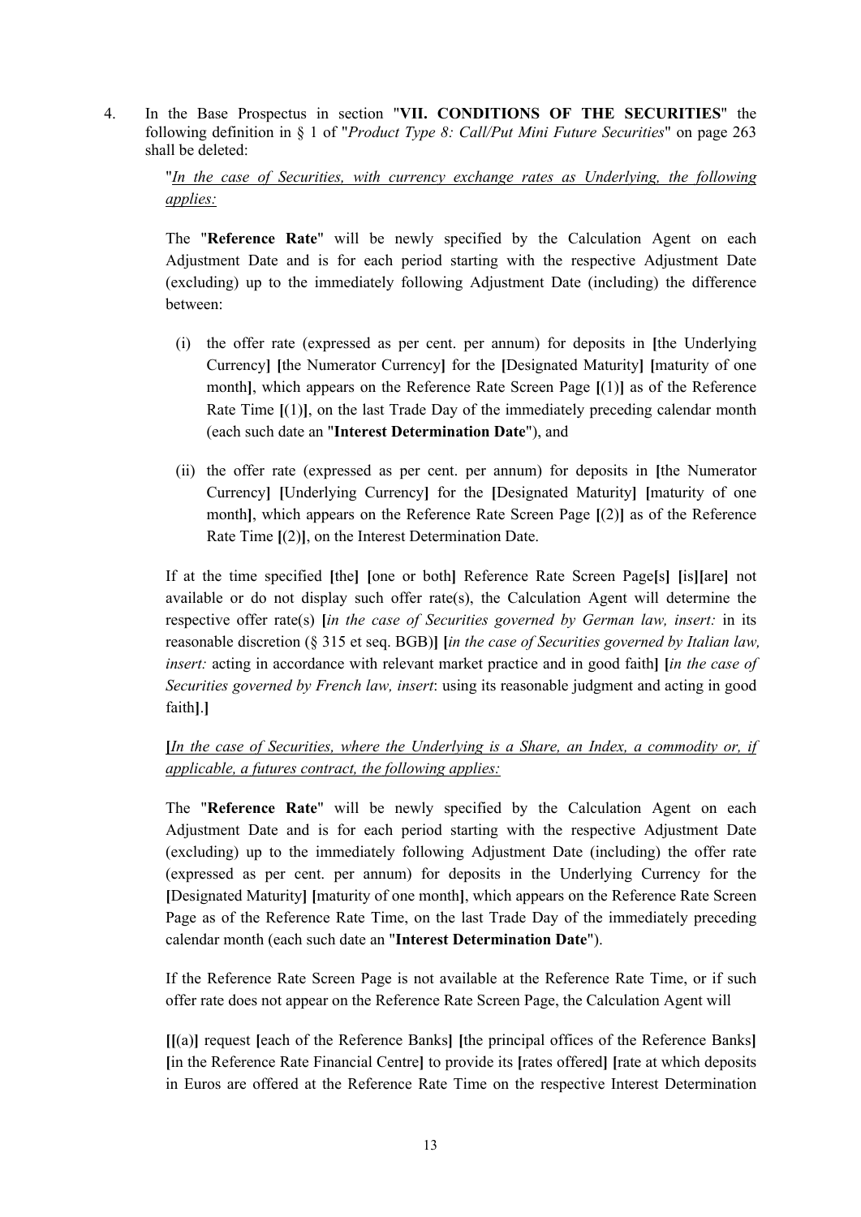4. In the Base Prospectus in section "**VII. CONDITIONS OF THE SECURITIES**" the following definition in § 1 of "*Product Type 8: Call/Put Mini Future Securities*" on page 263 shall be deleted:

   "*In the case of Securities, with currency exchange rates as Underlying, the following applies:*

   The "**Reference Rate**" will be newly specified by the Calculation Agent on each Adjustment Date and is for each period starting with the respective Adjustment Date (excluding) up to the immediately following Adjustment Date (including) the difference between:

   (i) the offer rate (expressed as per cent. per annum) for deposits in **[**the Underlying Currency**]** **[**the Numerator Currency**]** for the **[**Designated Maturity**]** **[**maturity of one month**]**, which appears on the Reference Rate Screen Page **[**(1)**]** as of the Reference Rate Time **[**(1)**]**, on the last Trade Day of the immediately preceding calendar month (each such date an "**Interest Determination Date**"), and

   (ii) the offer rate (expressed as per cent. per annum) for deposits in **[**the Numerator Currency**]** **[**Underlying Currency**]** for the **[**Designated Maturity**]** **[**maturity of one month**]**, which appears on the Reference Rate Screen Page **[**(2)**]** as of the Reference Rate Time **[**(2)**]**, on the Interest Determination Date.

   If at the time specified **[**the**]** **[**one or both**]** Reference Rate Screen Page**[**s**]** **[**is**][**are**]** not available or do not display such offer rate(s), the Calculation Agent will determine the respective offer rate(s) **[***in the case of Securities governed by German law, insert:* in its reasonable discretion (§ 315 et seq. BGB)**]** **[***in the case of Securities governed by Italian law, insert:* acting in accordance with relevant market practice and in good faith**]** **[***in the case of Securities governed by French law, insert*: using its reasonable judgment and acting in good faith**]**.**]**

   **[***In the case of Securities, where the Underlying is a Share, an Index, a commodity or, if applicable, a futures contract, the following applies:*

   The "**Reference Rate**" will be newly specified by the Calculation Agent on each Adjustment Date and is for each period starting with the respective Adjustment Date (excluding) up to the immediately following Adjustment Date (including) the offer rate (expressed as per cent. per annum) for deposits in the Underlying Currency for the **[**Designated Maturity**]** **[**maturity of one month**]**, which appears on the Reference Rate Screen Page as of the Reference Rate Time, on the last Trade Day of the immediately preceding calendar month (each such date an "**Interest Determination Date**").

   If the Reference Rate Screen Page is not available at the Reference Rate Time, or if such offer rate does not appear on the Reference Rate Screen Page, the Calculation Agent will

   **[[**(a)**]** request **[**each of the Reference Banks**]** **[**the principal offices of the Reference Banks**]** **[**in the Reference Rate Financial Centre**]** to provide its **[**rates offered**]** **[**rate at which deposits in Euros are offered at the Reference Rate Time on the respective Interest Determination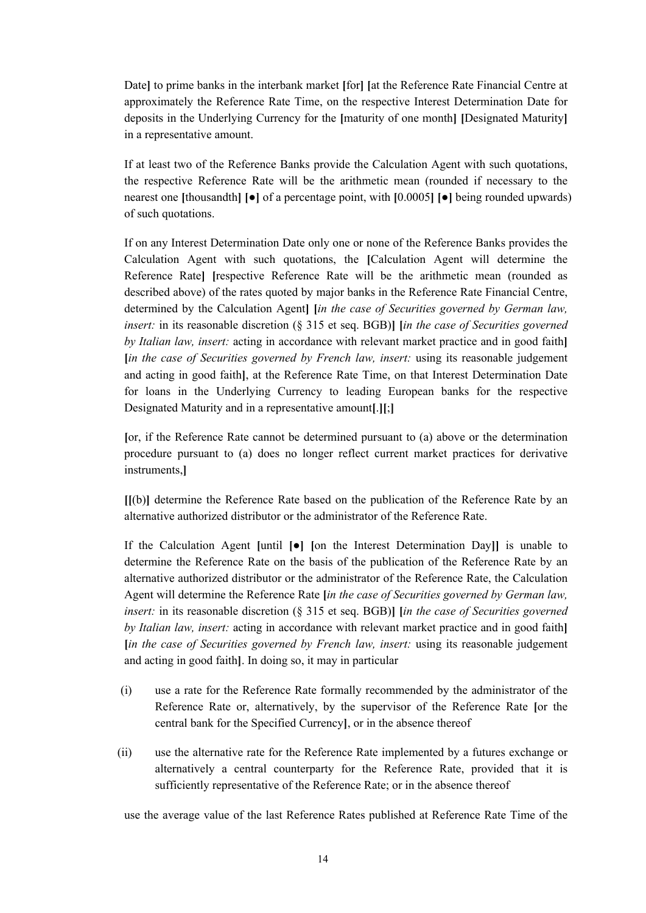Date**]** to prime banks in the interbank market **[**for**]** **[**at the Reference Rate Financial Centre at approximately the Reference Rate Time, on the respective Interest Determination Date for deposits in the Underlying Currency for the **[**maturity of one month**]** **[**Designated Maturity**]** in a representative amount.

If at least two of the Reference Banks provide the Calculation Agent with such quotations, the respective Reference Rate will be the arithmetic mean (rounded if necessary to the nearest one **[**thousandth**]** **[●]** of a percentage point, with **[**0.0005**]** **[●]** being rounded upwards) of such quotations.

If on any Interest Determination Date only one or none of the Reference Banks provides the Calculation Agent with such quotations, the **[**Calculation Agent will determine the Reference Rate**]** **[**respective Reference Rate will be the arithmetic mean (rounded as described above) of the rates quoted by major banks in the Reference Rate Financial Centre, determined by the Calculation Agent**]** **[***in the case of Securities governed by German law, insert:* in its reasonable discretion (§ 315 et seq. BGB)**]** **[***in the case of Securities governed by Italian law, insert:* acting in accordance with relevant market practice and in good faith**]** **[***in the case of Securities governed by French law, insert:* using its reasonable judgement and acting in good faith**]**, at the Reference Rate Time, on that Interest Determination Date for loans in the Underlying Currency to leading European banks for the respective Designated Maturity and in a representative amount**[**.**][**;**]**

**[**or, if the Reference Rate cannot be determined pursuant to (a) above or the determination procedure pursuant to (a) does no longer reflect current market practices for derivative instruments,**]**

**[[**(b)**]** determine the Reference Rate based on the publication of the Reference Rate by an alternative authorized distributor or the administrator of the Reference Rate.

If the Calculation Agent **[**until **[●]** **[**on the Interest Determination Day**]]** is unable to determine the Reference Rate on the basis of the publication of the Reference Rate by an alternative authorized distributor or the administrator of the Reference Rate, the Calculation Agent will determine the Reference Rate **[***in the case of Securities governed by German law, insert:* in its reasonable discretion (§ 315 et seq. BGB)**]** **[***in the case of Securities governed by Italian law, insert:* acting in accordance with relevant market practice and in good faith**]** **[***in the case of Securities governed by French law, insert:* using its reasonable judgement and acting in good faith**]**. In doing so, it may in particular

(i) use a rate for the Reference Rate formally recommended by the administrator of the Reference Rate or, alternatively, by the supervisor of the Reference Rate **[**or the central bank for the Specified Currency**]**, or in the absence thereof

(ii) use the alternative rate for the Reference Rate implemented by a futures exchange or alternatively a central counterparty for the Reference Rate, provided that it is sufficiently representative of the Reference Rate; or in the absence thereof

use the average value of the last Reference Rates published at Reference Rate Time of the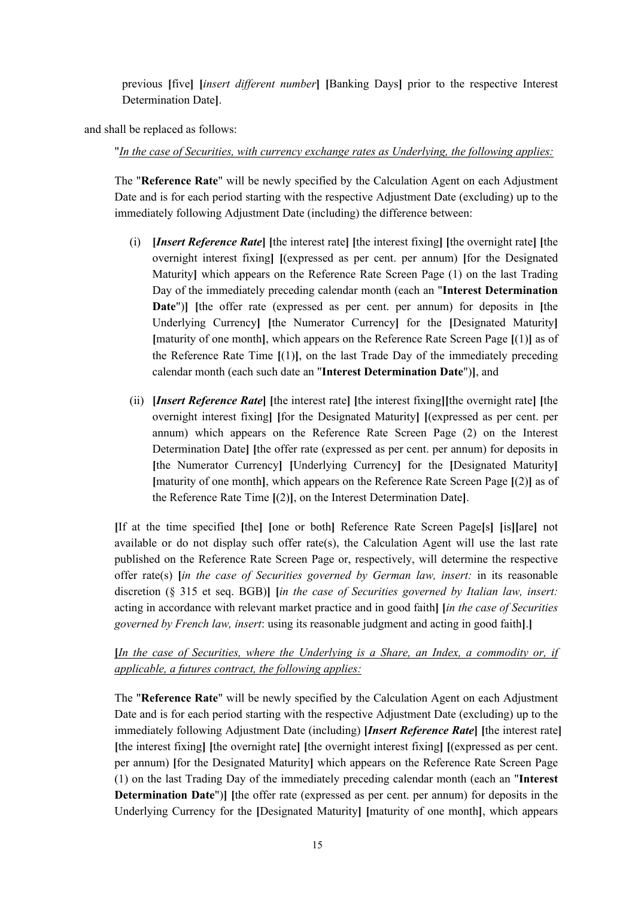previous **[**five**]** **[***insert different number***]** **[**Banking Days**]** prior to the respective Interest Determination Date**]**.

and shall be replaced as follows:

"*In the case of Securities, with currency exchange rates as Underlying, the following applies:*

The "**Reference Rate**" will be newly specified by the Calculation Agent on each Adjustment Date and is for each period starting with the respective Adjustment Date (excluding) up to the immediately following Adjustment Date (including) the difference between:

(i) **[*Insert Reference Rate*]** **[**the interest rate**]** **[**the interest fixing**]** **[**the overnight rate**]** **[**the overnight interest fixing**]** **[**(expressed as per cent. per annum) **[**for the Designated Maturity**]** which appears on the Reference Rate Screen Page (1) on the last Trading Day of the immediately preceding calendar month (each an "**Interest Determination Date**")**]** **[**the offer rate (expressed as per cent. per annum) for deposits in **[**the Underlying Currency**]** **[**the Numerator Currency**]** for the **[**Designated Maturity**]** **[**maturity of one month**]**, which appears on the Reference Rate Screen Page **[**(1)**]** as of the Reference Rate Time **[**(1)**]**, on the last Trade Day of the immediately preceding calendar month (each such date an "**Interest Determination Date**")**]**, and

(ii) **[*Insert Reference Rate*]** **[**the interest rate**]** **[**the interest fixing**][**the overnight rate**]** **[**the overnight interest fixing**]** **[**for the Designated Maturity**]** **[**(expressed as per cent. per annum) which appears on the Reference Rate Screen Page (2) on the Interest Determination Date**]** **[**the offer rate (expressed as per cent. per annum) for deposits in **[**the Numerator Currency**]** **[**Underlying Currency**]** for the **[**Designated Maturity**]** **[**maturity of one month**]**, which appears on the Reference Rate Screen Page **[**(2)**]** as of the Reference Rate Time **[**(2)**]**, on the Interest Determination Date**]**.

**[**If at the time specified **[**the**]** **[**one or both**]** Reference Rate Screen Page**[**s**]** **[**is**][**are**]** not available or do not display such offer rate(s), the Calculation Agent will use the last rate published on the Reference Rate Screen Page or, respectively, will determine the respective offer rate(s) **[***in the case of Securities governed by German law, insert:* in its reasonable discretion (§ 315 et seq. BGB)**]** **[***in the case of Securities governed by Italian law, insert:* acting in accordance with relevant market practice and in good faith**]** **[***in the case of Securities governed by French law, insert*: using its reasonable judgment and acting in good faith**]**.**]**

**[***In the case of Securities, where the Underlying is a Share, an Index, a commodity or, if applicable, a futures contract, the following applies:*

The "**Reference Rate**" will be newly specified by the Calculation Agent on each Adjustment Date and is for each period starting with the respective Adjustment Date (excluding) up to the immediately following Adjustment Date (including) **[*Insert Reference Rate*]** **[**the interest rate**]** **[**the interest fixing**]** **[**the overnight rate**]** **[**the overnight interest fixing**]** **[**(expressed as per cent. per annum) **[**for the Designated Maturity**]** which appears on the Reference Rate Screen Page (1) on the last Trading Day of the immediately preceding calendar month (each an "**Interest Determination Date**")**]** **[**the offer rate (expressed as per cent. per annum) for deposits in the Underlying Currency for the **[**Designated Maturity**]** **[**maturity of one month**]**, which appears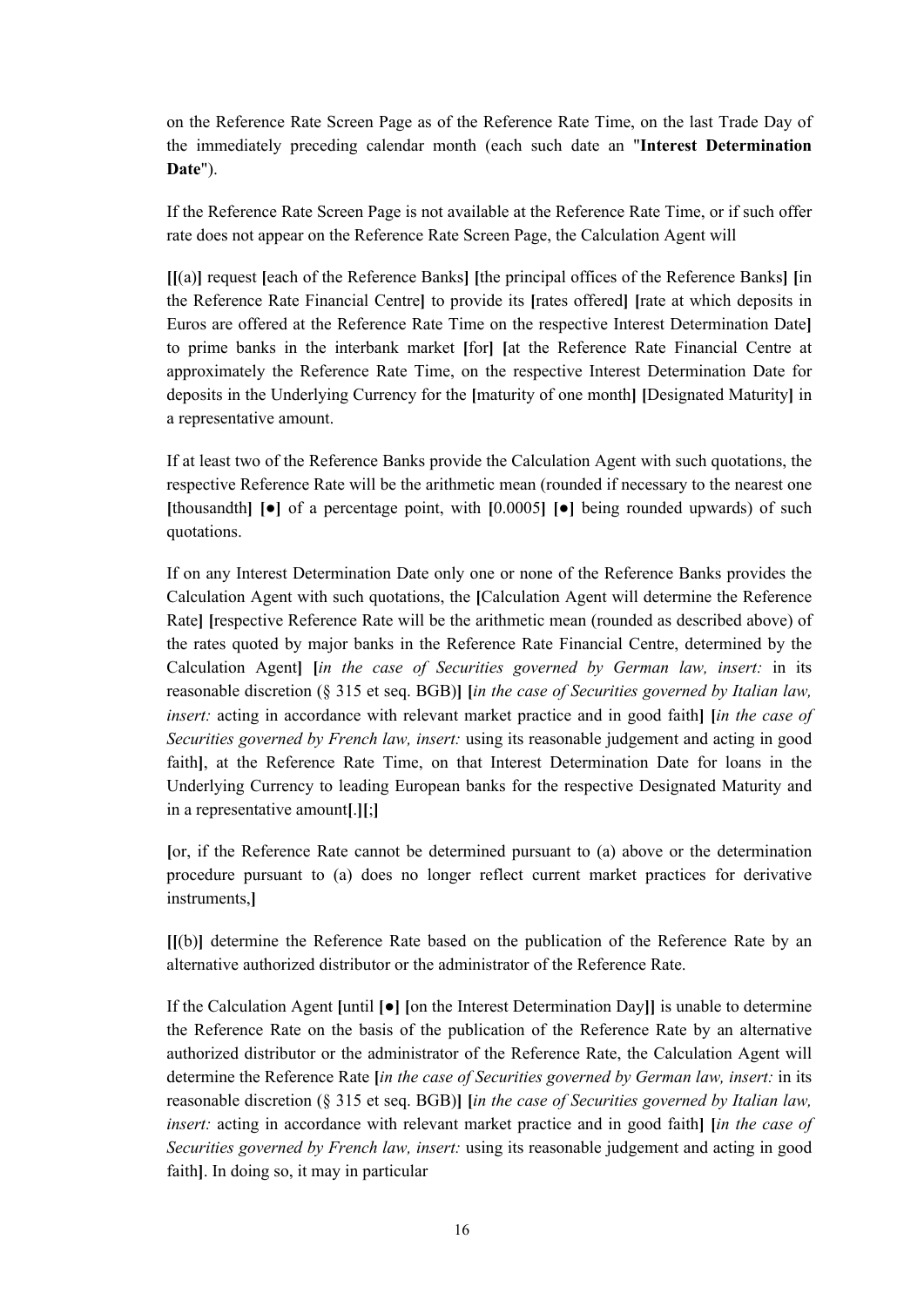on the Reference Rate Screen Page as of the Reference Rate Time, on the last Trade Day of the immediately preceding calendar month (each such date an "**Interest Determination Date**").

If the Reference Rate Screen Page is not available at the Reference Rate Time, or if such offer rate does not appear on the Reference Rate Screen Page, the Calculation Agent will

**[[**(a)**]** request **[**each of the Reference Banks**]** **[**the principal offices of the Reference Banks**]** **[**in the Reference Rate Financial Centre**]** to provide its **[**rates offered**]** **[**rate at which deposits in Euros are offered at the Reference Rate Time on the respective Interest Determination Date**]** to prime banks in the interbank market **[**for**]** **[**at the Reference Rate Financial Centre at approximately the Reference Rate Time, on the respective Interest Determination Date for deposits in the Underlying Currency for the **[**maturity of one month**]** **[**Designated Maturity**]** in a representative amount.

If at least two of the Reference Banks provide the Calculation Agent with such quotations, the respective Reference Rate will be the arithmetic mean (rounded if necessary to the nearest one **[**thousandth**]** **[**●**]** of a percentage point, with **[**0.0005**]** **[**●**]** being rounded upwards) of such quotations.

If on any Interest Determination Date only one or none of the Reference Banks provides the Calculation Agent with such quotations, the **[**Calculation Agent will determine the Reference Rate**]** **[**respective Reference Rate will be the arithmetic mean (rounded as described above) of the rates quoted by major banks in the Reference Rate Financial Centre, determined by the Calculation Agent**]** **[***in the case of Securities governed by German law, insert:* in its reasonable discretion (§ 315 et seq. BGB)**]** **[***in the case of Securities governed by Italian law, insert:* acting in accordance with relevant market practice and in good faith**]** **[***in the case of Securities governed by French law, insert:* using its reasonable judgement and acting in good faith**]**, at the Reference Rate Time, on that Interest Determination Date for loans in the Underlying Currency to leading European banks for the respective Designated Maturity and in a representative amount**[**.**][**;**]**

**[**or, if the Reference Rate cannot be determined pursuant to (a) above or the determination procedure pursuant to (a) does no longer reflect current market practices for derivative instruments,**]**

**[[**(b)**]** determine the Reference Rate based on the publication of the Reference Rate by an alternative authorized distributor or the administrator of the Reference Rate.

If the Calculation Agent **[**until **[**●**]** **[**on the Interest Determination Day**]]** is unable to determine the Reference Rate on the basis of the publication of the Reference Rate by an alternative authorized distributor or the administrator of the Reference Rate, the Calculation Agent will determine the Reference Rate **[***in the case of Securities governed by German law, insert:* in its reasonable discretion (§ 315 et seq. BGB)**]** **[***in the case of Securities governed by Italian law, insert:* acting in accordance with relevant market practice and in good faith**]** **[***in the case of Securities governed by French law, insert:* using its reasonable judgement and acting in good faith**]**. In doing so, it may in particular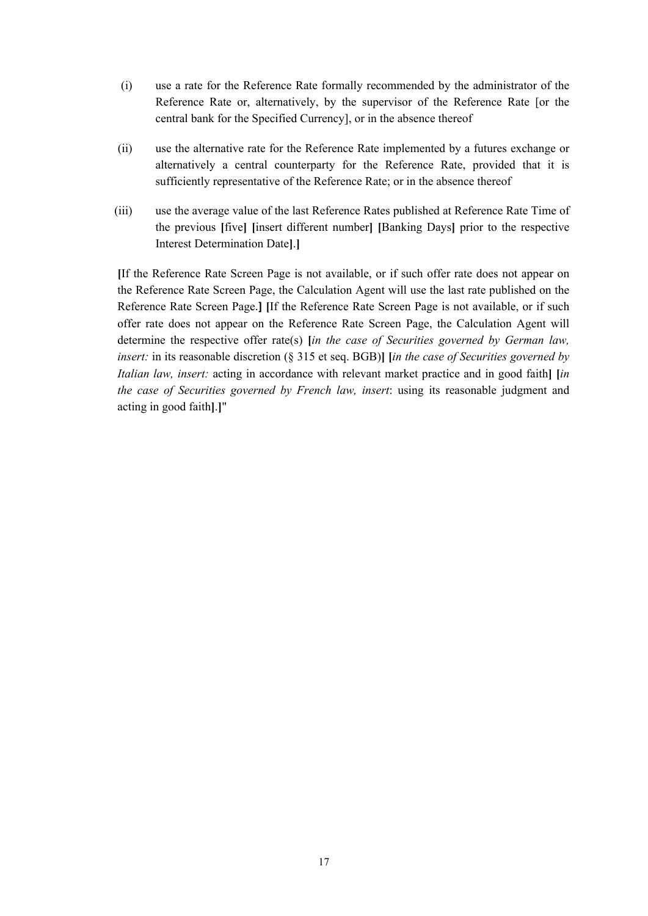(i) use a rate for the Reference Rate formally recommended by the administrator of the Reference Rate or, alternatively, by the supervisor of the Reference Rate [or the central bank for the Specified Currency], or in the absence thereof

(ii) use the alternative rate for the Reference Rate implemented by a futures exchange or alternatively a central counterparty for the Reference Rate, provided that it is sufficiently representative of the Reference Rate; or in the absence thereof

(iii) use the average value of the last Reference Rates published at Reference Rate Time of the previous **[**five**]** **[**insert different number**]** **[**Banking Days**]** prior to the respective Interest Determination Date**]**.**]**

**[**If the Reference Rate Screen Page is not available, or if such offer rate does not appear on the Reference Rate Screen Page, the Calculation Agent will use the last rate published on the Reference Rate Screen Page.**]** **[**If the Reference Rate Screen Page is not available, or if such offer rate does not appear on the Reference Rate Screen Page, the Calculation Agent will determine the respective offer rate(s) **[***in the case of Securities governed by German law, insert:* in its reasonable discretion (§ 315 et seq. BGB)**]** **[***in the case of Securities governed by Italian law, insert:* acting in accordance with relevant market practice and in good faith**]** **[***in the case of Securities governed by French law, insert*: using its reasonable judgment and acting in good faith**]**.**]**"